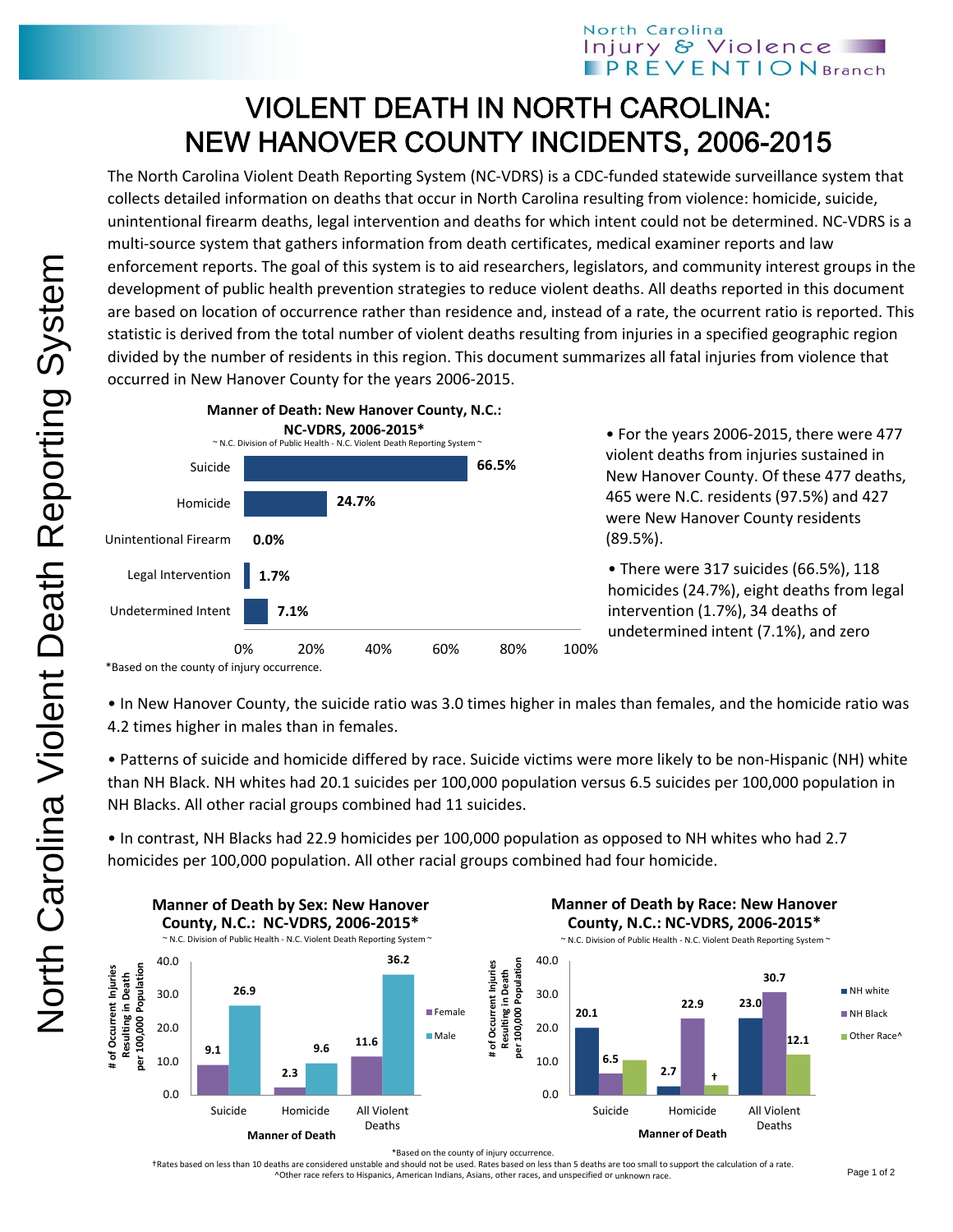# VIOLENT DEATH IN NORTH CAROLINA: NEW HANOVER COUNTY INCIDENTS, 2006-2015

The North Carolina Violent Death Reporting System (NC-VDRS) is a CDC-funded statewide surveillance system that collects detailed information on deaths that occur in North Carolina resulting from violence: homicide, suicide, unintentional firearm deaths, legal intervention and deaths for which intent could not be determined. NC-VDRS is a multi-source system that gathers information from death certificates, medical examiner reports and law enforcement reports. The goal of this system is to aid researchers, legislators, and community interest groups in the development of public health prevention strategies to reduce violent deaths. All deaths reported in this document are based on location of occurrence rather than residence and, instead of a rate, the ocurrent ratio is reported. This statistic is derived from the total number of violent deaths resulting from injuries in a specified geographic region divided by the number of residents in this region. This document summarizes all fatal injuries from violence that occurred in New Hanover County for the years 2006-2015.

**Manner of Death: New Hanover County, N.C.: NC-VDRS, 2006-2015***

~ N.C. Division of Public Health - N.C. Violent Death Reporting System ~

| Manner of Death | Percent |
|---|---|
| Suicide | 66.5% |
| Homicide | 24.7% |
| Unintentional Firearm | 0.0% |
| Legal Intervention | 1.7% |
| Undetermined Intent | 7.1% |

*Based on the county of injury occurrence.

- For the years 2006-2015, there were 477 violent deaths from injuries sustained in New Hanover County. Of these 477 deaths, 465 were N.C. residents (97.5%) and 427 were New Hanover County residents (89.5%).

- There were 317 suicides (66.5%), 118 homicides (24.7%), eight deaths from legal intervention (1.7%), 34 deaths of undetermined intent (7.1%), and zero

- In New Hanover County, the suicide ratio was 3.0 times higher in males than females, and the homicide ratio was 4.2 times higher in males than in females.

- Patterns of suicide and homicide differed by race. Suicide victims were more likely to be non-Hispanic (NH) white than NH Black. NH whites had 20.1 suicides per 100,000 population versus 6.5 suicides per 100,000 population in NH Blacks. All other racial groups combined had 11 suicides.

- In contrast, NH Blacks had 22.9 homicides per 100,000 population as opposed to NH whites who had 2.7 homicides per 100,000 population. All other racial groups combined had four homicide.

**Manner of Death by Sex: New Hanover County, N.C.: NC-VDRS, 2006-2015***

~ N.C. Division of Public Health - N.C. Violent Death Reporting System ~

# of Occurrent Injuries Resulting in Death per 100,000 Population

| Manner of Death | Female | Male |
|---|---|---|
| Suicide | 9.1 | 26.9 |
| Homicide | 2.3 | 9.6 |
| All Violent Deaths | 11.6 | 36.2 |

**Manner of Death by Race: New Hanover County, N.C.: NC-VDRS, 2006-2015***

~ N.C. Division of Public Health - N.C. Violent Death Reporting System ~

# of Occurrent Injuries Resulting in Death per 100,000 Population

| Manner of Death | NH white | NH Black | Other Race^ |
|---|---|---|---|
| Suicide | 20.1 | 6.5 | |
| Homicide | 2.7 | 22.9 | † |
| All Violent Deaths | 23.0 | 30.7 | 12.1 |

*Based on the county of injury occurrence.

†Rates based on less than 10 deaths are considered unstable and should not be used. Rates based on less than 5 deaths are too small to support the calculation of a rate.

^Other race refers to Hispanics, American Indians, Asians, other races, and unspecified or unknown race.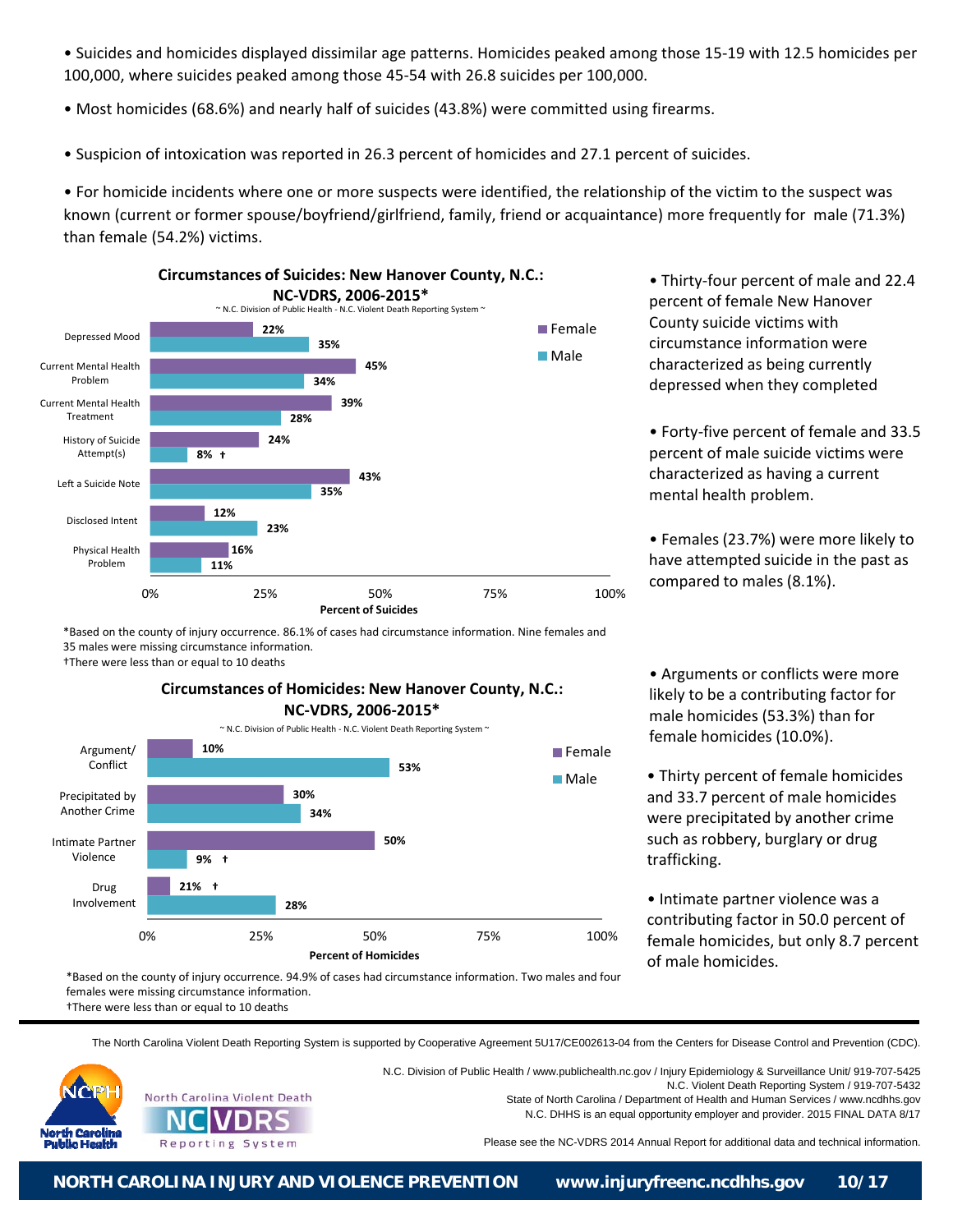- Suicides and homicides displayed dissimilar age patterns. Homicides peaked among those 15-19 with 12.5 homicides per 100,000, where suicides peaked among those 45-54 with 26.8 suicides per 100,000.

- Most homicides (68.6%) and nearly half of suicides (43.8%) were committed using firearms.

- Suspicion of intoxication was reported in 26.3 percent of homicides and 27.1 percent of suicides.

- For homicide incidents where one or more suspects were identified, the relationship of the victim to the suspect was known (current or former spouse/boyfriend/girlfriend, family, friend or acquaintance) more frequently for male (71.3%) than female (54.2%) victims.

**Circumstances of Suicides: New Hanover County, N.C.: NC-VDRS, 2006-2015***

~ N.C. Division of Public Health - N.C. Violent Death Reporting System ~

Female
Male

Depressed Mood: 22%, 35%
Current Mental Health Problem: 45%, 34%
Current Mental Health Treatment: 39%, 28%
History of Suicide Attempt(s): 24%, 8% †
Left a Suicide Note: 43%, 35%
Disclosed Intent: 12%, 23%
Physical Health Problem: 16%, 11%

0% 25% 50% 75% 100%
Percent of Suicides

*Based on the county of injury occurrence. 86.1% of cases had circumstance information. Nine females and 35 males were missing circumstance information.
†There were less than or equal to 10 deaths

- Thirty-four percent of male and 22.4 percent of female New Hanover County suicide victims with circumstance information were characterized as being currently depressed when they completed

- Forty-five percent of female and 33.5 percent of male suicide victims were characterized as having a current mental health problem.

- Females (23.7%) were more likely to have attempted suicide in the past as compared to males (8.1%).

**Circumstances of Homicides: New Hanover County, N.C.: NC-VDRS, 2006-2015***

~ N.C. Division of Public Health - N.C. Violent Death Reporting System ~

Female
Male

Argument/ Conflict: 10%, 53%
Precipitated by Another Crime: 30%, 34%
Intimate Partner Violence: 50%, 9% †
Drug Involvement: 21% †, 28%

0% 25% 50% 75% 100%
Percent of Homicides

*Based on the county of injury occurrence. 94.9% of cases had circumstance information. Two males and four females were missing circumstance information.
†There were less than or equal to 10 deaths

- Arguments or conflicts were more likely to be a contributing factor for male homicides (53.3%) than for female homicides (10.0%).

- Thirty percent of female homicides and 33.7 percent of male homicides were precipitated by another crime such as robbery, burglary or drug trafficking.

- Intimate partner violence was a contributing factor in 50.0 percent of female homicides, but only 8.7 percent of male homicides.

The North Carolina Violent Death Reporting System is supported by Cooperative Agreement 5U17/CE002613-04 from the Centers for Disease Control and Prevention (CDC).

N.C. Division of Public Health / www.publichealth.nc.gov / Injury Epidemiology & Surveillance Unit/ 919-707-5425
N.C. Violent Death Reporting System / 919-707-5432
State of North Carolina / Department of Health and Human Services / www.ncdhhs.gov
N.C. DHHS is an equal opportunity employer and provider. 2015 FINAL DATA 8/17

Please see the NC-VDRS 2014 Annual Report for additional data and technical information.